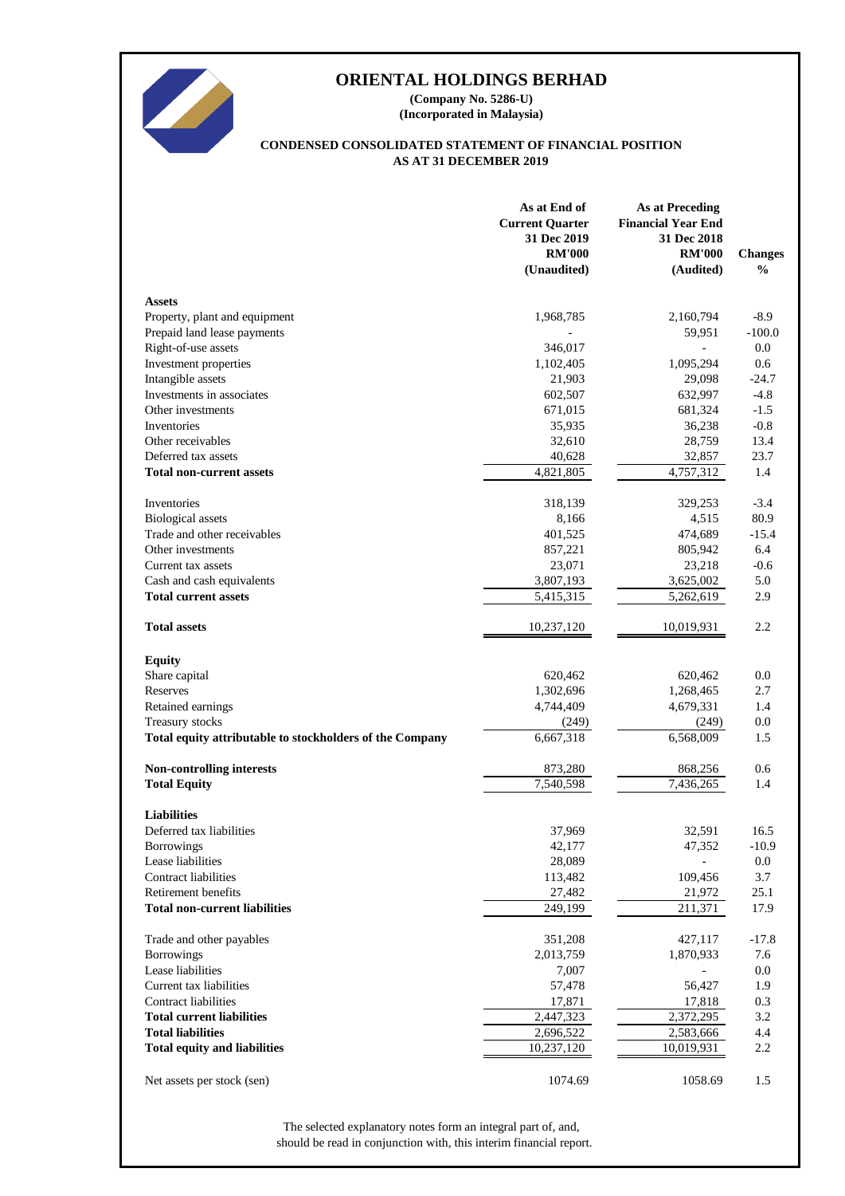# ORIENTAL HOLDINGS BERHAD

**(Company No. 5286-U)**
**(Incorporated in Malaysia)**

## CONDENSED CONSOLIDATED STATEMENT OF FINANCIAL POSITION AS AT 31 DECEMBER 2019

| | As at End of Current Quarter 31 Dec 2019 RM'000 (Unaudited) | As at Preceding Financial Year End 31 Dec 2018 RM'000 (Audited) | Changes % |
|---|---|---|---|
| **Assets** | | | |
| Property, plant and equipment | 1,968,785 | 2,160,794 | -8.9 |
| Prepaid land lease payments | - | 59,951 | -100.0 |
| Right-of-use assets | 346,017 | - | 0.0 |
| Investment properties | 1,102,405 | 1,095,294 | 0.6 |
| Intangible assets | 21,903 | 29,098 | -24.7 |
| Investments in associates | 602,507 | 632,997 | -4.8 |
| Other investments | 671,015 | 681,324 | -1.5 |
| Inventories | 35,935 | 36,238 | -0.8 |
| Other receivables | 32,610 | 28,759 | 13.4 |
| Deferred tax assets | 40,628 | 32,857 | 23.7 |
| **Total non-current assets** | 4,821,805 | 4,757,312 | 1.4 |
| | | | |
| Inventories | 318,139 | 329,253 | -3.4 |
| Biological assets | 8,166 | 4,515 | 80.9 |
| Trade and other receivables | 401,525 | 474,689 | -15.4 |
| Other investments | 857,221 | 805,942 | 6.4 |
| Current tax assets | 23,071 | 23,218 | -0.6 |
| Cash and cash equivalents | 3,807,193 | 3,625,002 | 5.0 |
| **Total current assets** | 5,415,315 | 5,262,619 | 2.9 |
| | | | |
| **Total assets** | 10,237,120 | 10,019,931 | 2.2 |
| | | | |
| **Equity** | | | |
| Share capital | 620,462 | 620,462 | 0.0 |
| Reserves | 1,302,696 | 1,268,465 | 2.7 |
| Retained earnings | 4,744,409 | 4,679,331 | 1.4 |
| Treasury stocks | (249) | (249) | 0.0 |
| **Total equity attributable to stockholders of the Company** | 6,667,318 | 6,568,009 | 1.5 |
| | | | |
| **Non-controlling interests** | 873,280 | 868,256 | 0.6 |
| **Total Equity** | 7,540,598 | 7,436,265 | 1.4 |
| | | | |
| **Liabilities** | | | |
| Deferred tax liabilities | 37,969 | 32,591 | 16.5 |
| Borrowings | 42,177 | 47,352 | -10.9 |
| Lease liabilities | 28,089 | - | 0.0 |
| Contract liabilities | 113,482 | 109,456 | 3.7 |
| Retirement benefits | 27,482 | 21,972 | 25.1 |
| **Total non-current liabilities** | 249,199 | 211,371 | 17.9 |
| | | | |
| Trade and other payables | 351,208 | 427,117 | -17.8 |
| Borrowings | 2,013,759 | 1,870,933 | 7.6 |
| Lease liabilities | 7,007 | - | 0.0 |
| Current tax liabilities | 57,478 | 56,427 | 1.9 |
| Contract liabilities | 17,871 | 17,818 | 0.3 |
| **Total current liabilities** | 2,447,323 | 2,372,295 | 3.2 |
| **Total liabilities** | 2,696,522 | 2,583,666 | 4.4 |
| **Total equity and liabilities** | 10,237,120 | 10,019,931 | 2.2 |
| | | | |
| Net assets per stock (sen) | 1074.69 | 1058.69 | 1.5 |

The selected explanatory notes form an integral part of, and, should be read in conjunction with, this interim financial report.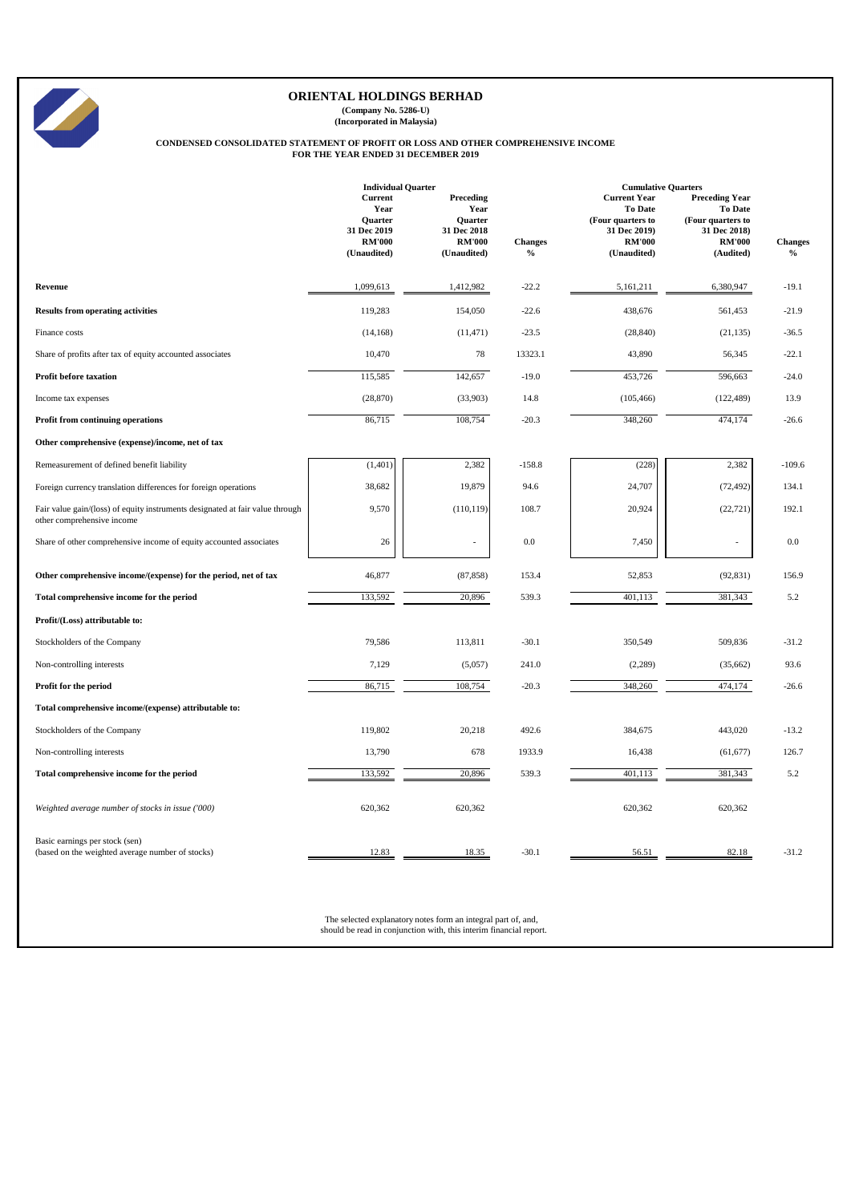# ORIENTAL HOLDINGS BERHAD

**(Company No. 5286-U)**
**(Incorporated in Malaysia)**

## CONDENSED CONSOLIDATED STATEMENT OF PROFIT OR LOSS AND OTHER COMPREHENSIVE INCOME FOR THE YEAR ENDED 31 DECEMBER 2019

| | Individual Quarter | | | Cumulative Quarters | | |
|---|---|---|---|---|---|---|
| | Current Year Quarter 31 Dec 2019 RM'000 (Unaudited) | Preceding Year Quarter 31 Dec 2018 RM'000 (Unaudited) | Changes % | Current Year To Date (Four quarters to 31 Dec 2019) RM'000 (Unaudited) | Preceding Year To Date (Four quarters to 31 Dec 2018) RM'000 (Audited) | Changes % |
| **Revenue** | 1,099,613 | 1,412,982 | -22.2 | 5,161,211 | 6,380,947 | -19.1 |
| **Results from operating activities** | 119,283 | 154,050 | -22.6 | 438,676 | 561,453 | -21.9 |
| Finance costs | (14,168) | (11,471) | -23.5 | (28,840) | (21,135) | -36.5 |
| Share of profits after tax of equity accounted associates | 10,470 | 78 | 13323.1 | 43,890 | 56,345 | -22.1 |
| **Profit before taxation** | 115,585 | 142,657 | -19.0 | 453,726 | 596,663 | -24.0 |
| Income tax expenses | (28,870) | (33,903) | 14.8 | (105,466) | (122,489) | 13.9 |
| **Profit from continuing operations** | 86,715 | 108,754 | -20.3 | 348,260 | 474,174 | -26.6 |
| **Other comprehensive (expense)/income, net of tax** | | | | | | |
| Remeasurement of defined benefit liability | (1,401) | 2,382 | -158.8 | (228) | 2,382 | -109.6 |
| Foreign currency translation differences for foreign operations | 38,682 | 19,879 | 94.6 | 24,707 | (72,492) | 134.1 |
| Fair value gain/(loss) of equity instruments designated at fair value through other comprehensive income | 9,570 | (110,119) | 108.7 | 20,924 | (22,721) | 192.1 |
| Share of other comprehensive income of equity accounted associates | 26 | - | 0.0 | 7,450 | - | 0.0 |
| **Other comprehensive income/(expense) for the period, net of tax** | 46,877 | (87,858) | 153.4 | 52,853 | (92,831) | 156.9 |
| **Total comprehensive income for the period** | 133,592 | 20,896 | 539.3 | 401,113 | 381,343 | 5.2 |
| **Profit/(Loss) attributable to:** | | | | | | |
| Stockholders of the Company | 79,586 | 113,811 | -30.1 | 350,549 | 509,836 | -31.2 |
| Non-controlling interests | 7,129 | (5,057) | 241.0 | (2,289) | (35,662) | 93.6 |
| **Profit for the period** | 86,715 | 108,754 | -20.3 | 348,260 | 474,174 | -26.6 |
| **Total comprehensive income/(expense) attributable to:** | | | | | | |
| Stockholders of the Company | 119,802 | 20,218 | 492.6 | 384,675 | 443,020 | -13.2 |
| Non-controlling interests | 13,790 | 678 | 1933.9 | 16,438 | (61,677) | 126.7 |
| **Total comprehensive income for the period** | 133,592 | 20,896 | 539.3 | 401,113 | 381,343 | 5.2 |
| *Weighted average number of stocks in issue ('000)* | 620,362 | 620,362 | | 620,362 | 620,362 | |
| Basic earnings per stock (sen) (based on the weighted average number of stocks) | 12.83 | 18.35 | -30.1 | 56.51 | 82.18 | -31.2 |

The selected explanatory notes form an integral part of, and, should be read in conjunction with, this interim financial report.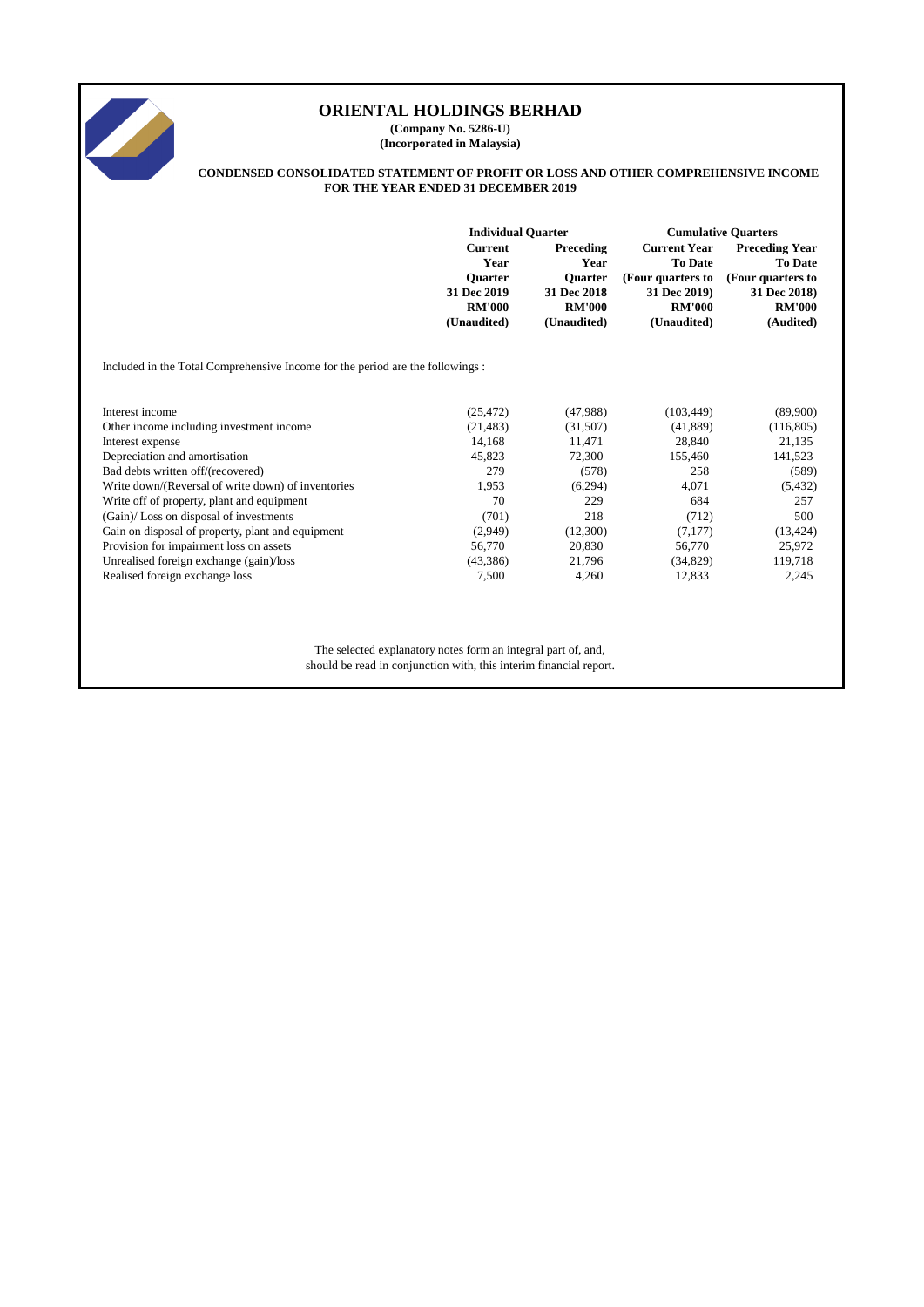# ORIENTAL HOLDINGS BERHAD

**(Company No. 5286-U)**
**(Incorporated in Malaysia)**

**CONDENSED CONSOLIDATED STATEMENT OF PROFIT OR LOSS AND OTHER COMPREHENSIVE INCOME FOR THE YEAR ENDED 31 DECEMBER 2019**

| | Individual Quarter | | Cumulative Quarters | |
|---|---|---|---|---|
| | Current Year Quarter 31 Dec 2019 RM'000 (Unaudited) | Preceding Year Quarter 31 Dec 2018 RM'000 (Unaudited) | Current Year To Date (Four quarters to 31 Dec 2019) RM'000 (Unaudited) | Preceding Year To Date (Four quarters to 31 Dec 2018) RM'000 (Audited) |
| Included in the Total Comprehensive Income for the period are the followings : | | | | |
| Interest income | (25,472) | (47,988) | (103,449) | (89,900) |
| Other income including investment income | (21,483) | (31,507) | (41,889) | (116,805) |
| Interest expense | 14,168 | 11,471 | 28,840 | 21,135 |
| Depreciation and amortisation | 45,823 | 72,300 | 155,460 | 141,523 |
| Bad debts written off/(recovered) | 279 | (578) | 258 | (589) |
| Write down/(Reversal of write down) of inventories | 1,953 | (6,294) | 4,071 | (5,432) |
| Write off of property, plant and equipment | 70 | 229 | 684 | 257 |
| (Gain)/ Loss on disposal of investments | (701) | 218 | (712) | 500 |
| Gain on disposal of property, plant and equipment | (2,949) | (12,300) | (7,177) | (13,424) |
| Provision for impairment loss on assets | 56,770 | 20,830 | 56,770 | 25,972 |
| Unrealised foreign exchange (gain)/loss | (43,386) | 21,796 | (34,829) | 119,718 |
| Realised foreign exchange loss | 7,500 | 4,260 | 12,833 | 2,245 |

The selected explanatory notes form an integral part of, and, should be read in conjunction with, this interim financial report.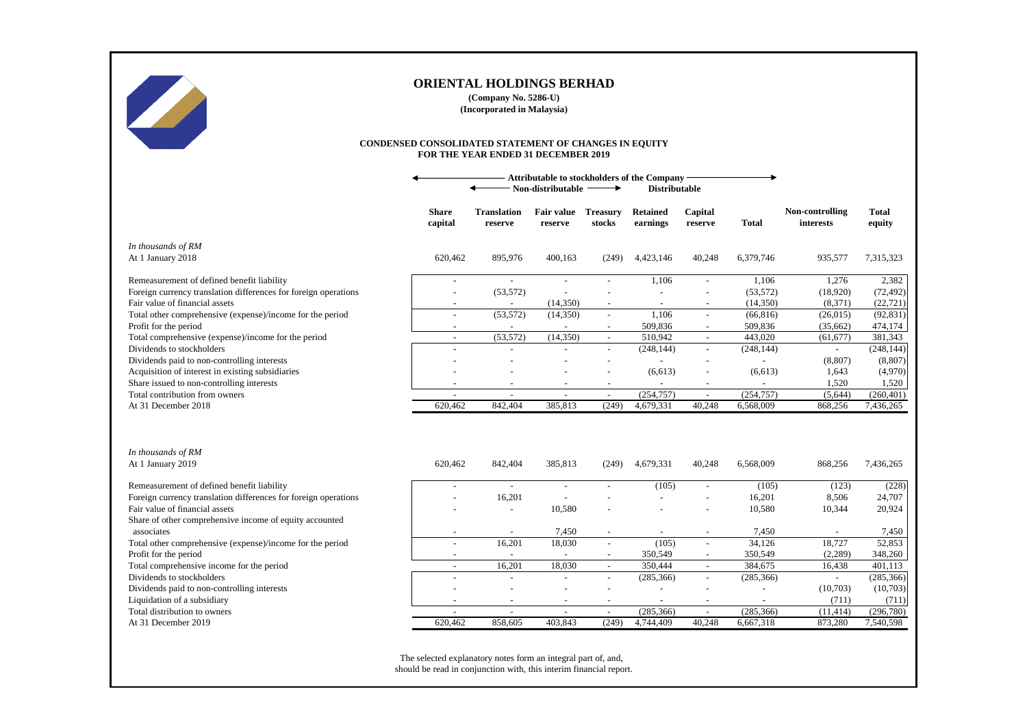# ORIENTAL HOLDINGS BERHAD

**(Company No. 5286-U)**
**(Incorporated in Malaysia)**

## CONDENSED CONSOLIDATED STATEMENT OF CHANGES IN EQUITY FOR THE YEAR ENDED 31 DECEMBER 2019

| | Attributable to stockholders of the Company | | | | | | | | |
|---|---|---|---|---|---|---|---|---|---|
| | | Non-distributable | | | Distributable | | | | |
| | Share capital | Translation reserve | Fair value reserve | Treasury stocks | Retained earnings | Capital reserve | Total | Non-controlling interests | Total equity |
| *In thousands of RM* | | | | | | | | | |
| At 1 January 2018 | 620,462 | 895,976 | 400,163 | (249) | 4,423,146 | 40,248 | 6,379,746 | 935,577 | 7,315,323 |
| Remeasurement of defined benefit liability | - | - | - | - | 1,106 | - | 1,106 | 1,276 | 2,382 |
| Foreign currency translation differences for foreign operations | - | (53,572) | - | - | - | - | (53,572) | (18,920) | (72,492) |
| Fair value of financial assets | - | - | (14,350) | - | - | - | (14,350) | (8,371) | (22,721) |
| Total other comprehensive (expense)/income for the period | - | (53,572) | (14,350) | - | 1,106 | - | (66,816) | (26,015) | (92,831) |
| Profit for the period | - | - | - | - | 509,836 | - | 509,836 | (35,662) | 474,174 |
| Total comprehensive (expense)/income for the period | - | (53,572) | (14,350) | - | 510,942 | - | 443,020 | (61,677) | 381,343 |
| Dividends to stockholders | - | - | - | - | (248,144) | - | (248,144) | - | (248,144) |
| Dividends paid to non-controlling interests | - | - | - | - | - | - | - | (8,807) | (8,807) |
| Acquisition of interest in existing subsidiaries | - | - | - | - | (6,613) | - | (6,613) | 1,643 | (4,970) |
| Share issued to non-controlling interests | - | - | - | - | - | - | - | 1,520 | 1,520 |
| Total contribution from owners | - | - | - | - | (254,757) | - | (254,757) | (5,644) | (260,401) |
| At 31 December 2018 | 620,462 | 842,404 | 385,813 | (249) | 4,679,331 | 40,248 | 6,568,009 | 868,256 | 7,436,265 |
| | | | | | | | | | |
| *In thousands of RM* | | | | | | | | | |
| At 1 January 2019 | 620,462 | 842,404 | 385,813 | (249) | 4,679,331 | 40,248 | 6,568,009 | 868,256 | 7,436,265 |
| Remeasurement of defined benefit liability | - | - | - | - | (105) | - | (105) | (123) | (228) |
| Foreign currency translation differences for foreign operations | - | 16,201 | - | - | - | - | 16,201 | 8,506 | 24,707 |
| Fair value of financial assets | - | - | 10,580 | - | - | - | 10,580 | 10,344 | 20,924 |
| Share of other comprehensive income of equity accounted associates | - | - | 7,450 | - | - | - | 7,450 | - | 7,450 |
| Total other comprehensive (expense)/income for the period | - | 16,201 | 18,030 | - | (105) | - | 34,126 | 18,727 | 52,853 |
| Profit for the period | - | - | - | - | 350,549 | - | 350,549 | (2,289) | 348,260 |
| Total comprehensive income for the period | - | 16,201 | 18,030 | - | 350,444 | - | 384,675 | 16,438 | 401,113 |
| Dividends to stockholders | - | - | - | - | (285,366) | - | (285,366) | - | (285,366) |
| Dividends paid to non-controlling interests | - | - | - | - | - | - | - | (10,703) | (10,703) |
| Liquidation of a subsidiary | - | - | - | - | - | - | - | (711) | (711) |
| Total distribution to owners | - | - | - | - | (285,366) | - | (285,366) | (11,414) | (296,780) |
| At 31 December 2019 | 620,462 | 858,605 | 403,843 | (249) | 4,744,409 | 40,248 | 6,667,318 | 873,280 | 7,540,598 |

The selected explanatory notes form an integral part of, and, should be read in conjunction with, this interim financial report.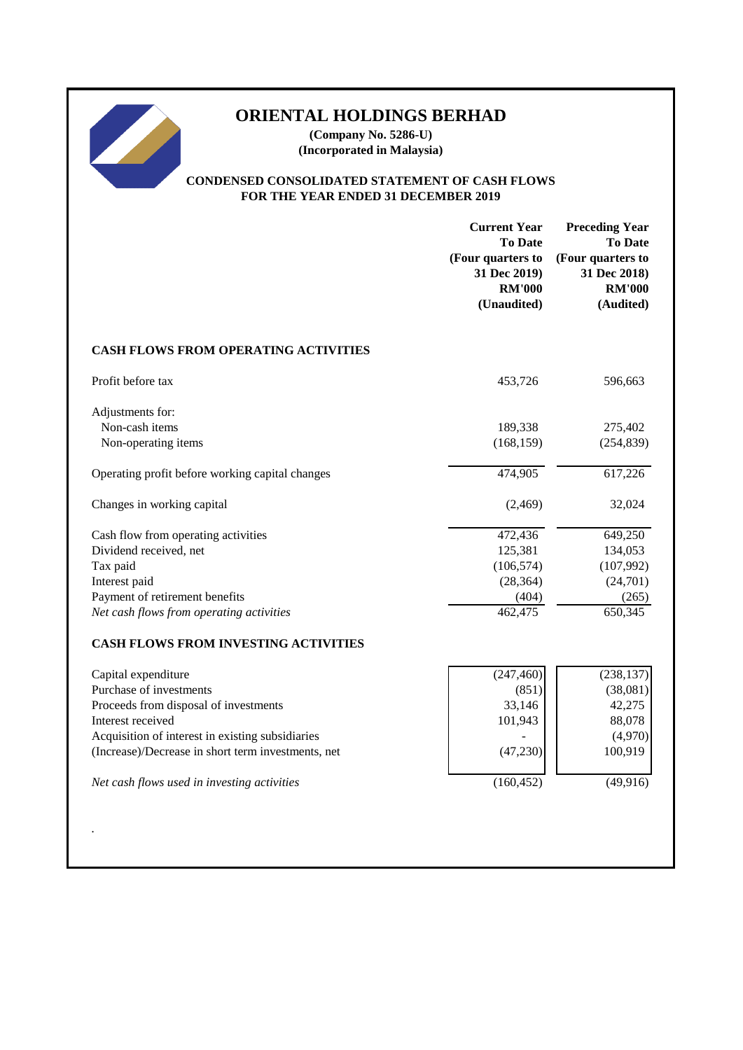# ORIENTAL HOLDINGS BERHAD

**(Company No. 5286-U)**
**(Incorporated in Malaysia)**

## CONDENSED CONSOLIDATED STATEMENT OF CASH FLOWS FOR THE YEAR ENDED 31 DECEMBER 2019

| | Current Year To Date (Four quarters to 31 Dec 2019) RM'000 (Unaudited) | Preceding Year To Date (Four quarters to 31 Dec 2018) RM'000 (Audited) |
|---|---|---|
| **CASH FLOWS FROM OPERATING ACTIVITIES** | | |
| Profit before tax | 453,726 | 596,663 |
| Adjustments for: | | |
| Non-cash items | 189,338 | 275,402 |
| Non-operating items | (168,159) | (254,839) |
| Operating profit before working capital changes | 474,905 | 617,226 |
| Changes in working capital | (2,469) | 32,024 |
| Cash flow from operating activities | 472,436 | 649,250 |
| Dividend received, net | 125,381 | 134,053 |
| Tax paid | (106,574) | (107,992) |
| Interest paid | (28,364) | (24,701) |
| Payment of retirement benefits | (404) | (265) |
| *Net cash flows from operating activities* | 462,475 | 650,345 |
| **CASH FLOWS FROM INVESTING ACTIVITIES** | | |
| Capital expenditure | (247,460) | (238,137) |
| Purchase of investments | (851) | (38,081) |
| Proceeds from disposal of investments | 33,146 | 42,275 |
| Interest received | 101,943 | 88,078 |
| Acquisition of interest in existing subsidiaries | - | (4,970) |
| (Increase)/Decrease in short term investments, net | (47,230) | 100,919 |
| *Net cash flows used in investing activities* | (160,452) | (49,916) |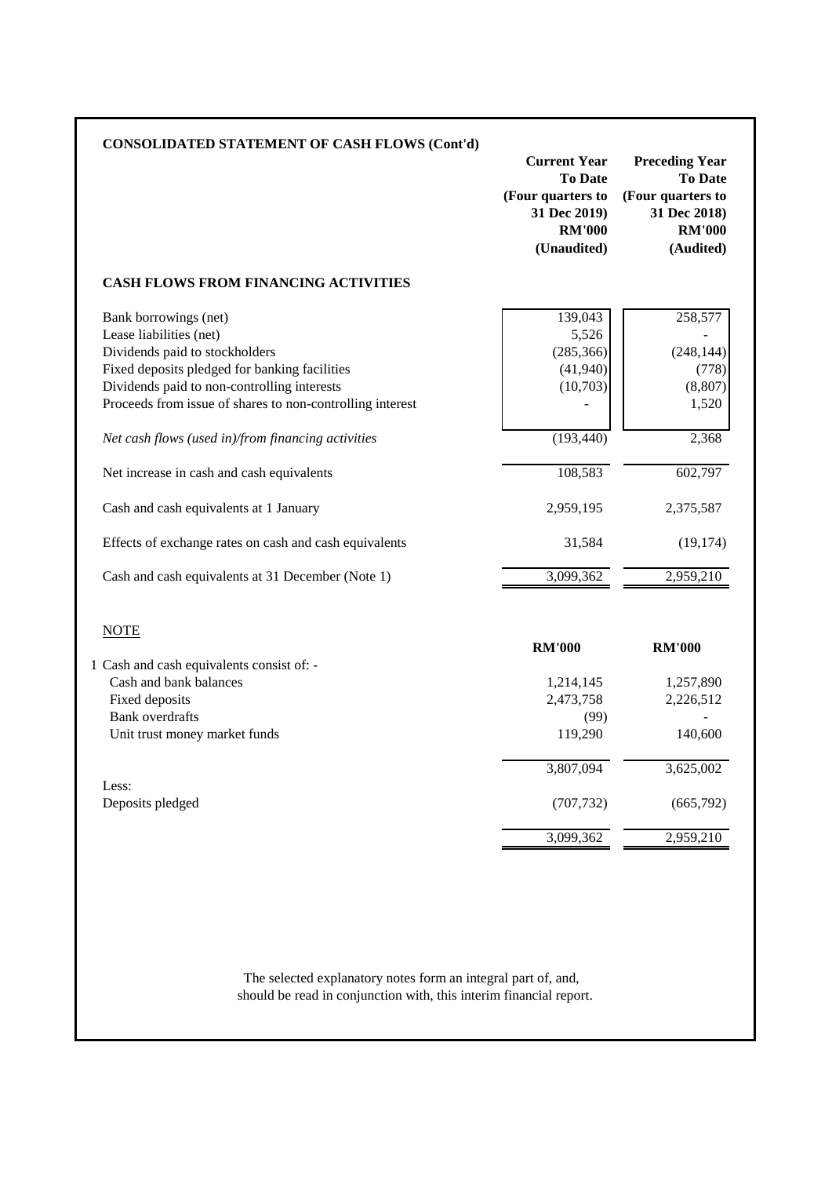## CONSOLIDATED STATEMENT OF CASH FLOWS (Cont'd)

| | Current Year To Date (Four quarters to 31 Dec 2019) RM'000 (Unaudited) | Preceding Year To Date (Four quarters to 31 Dec 2018) RM'000 (Audited) |
|---|---|---|
| **CASH FLOWS FROM FINANCING ACTIVITIES** | | |
| Bank borrowings (net) | 139,043 | 258,577 |
| Lease liabilities (net) | 5,526 | - |
| Dividends paid to stockholders | (285,366) | (248,144) |
| Fixed deposits pledged for banking facilities | (41,940) | (778) |
| Dividends paid to non-controlling interests | (10,703) | (8,807) |
| Proceeds from issue of shares to non-controlling interest | - | 1,520 |
| *Net cash flows (used in)/from financing activities* | (193,440) | 2,368 |
| Net increase in cash and cash equivalents | 108,583 | 602,797 |
| Cash and cash equivalents at 1 January | 2,959,195 | 2,375,587 |
| Effects of exchange rates on cash and cash equivalents | 31,584 | (19,174) |
| Cash and cash equivalents at 31 December (Note 1) | 3,099,362 | 2,959,210 |

NOTE

| | RM'000 | RM'000 |
|---|---|---|
| 1 Cash and cash equivalents consist of: - | | |
| Cash and bank balances | 1,214,145 | 1,257,890 |
| Fixed deposits | 2,473,758 | 2,226,512 |
| Bank overdrafts | (99) | - |
| Unit trust money market funds | 119,290 | 140,600 |
| | 3,807,094 | 3,625,002 |
| Less: | | |
| Deposits pledged | (707,732) | (665,792) |
| | 3,099,362 | 2,959,210 |

The selected explanatory notes form an integral part of, and, should be read in conjunction with, this interim financial report.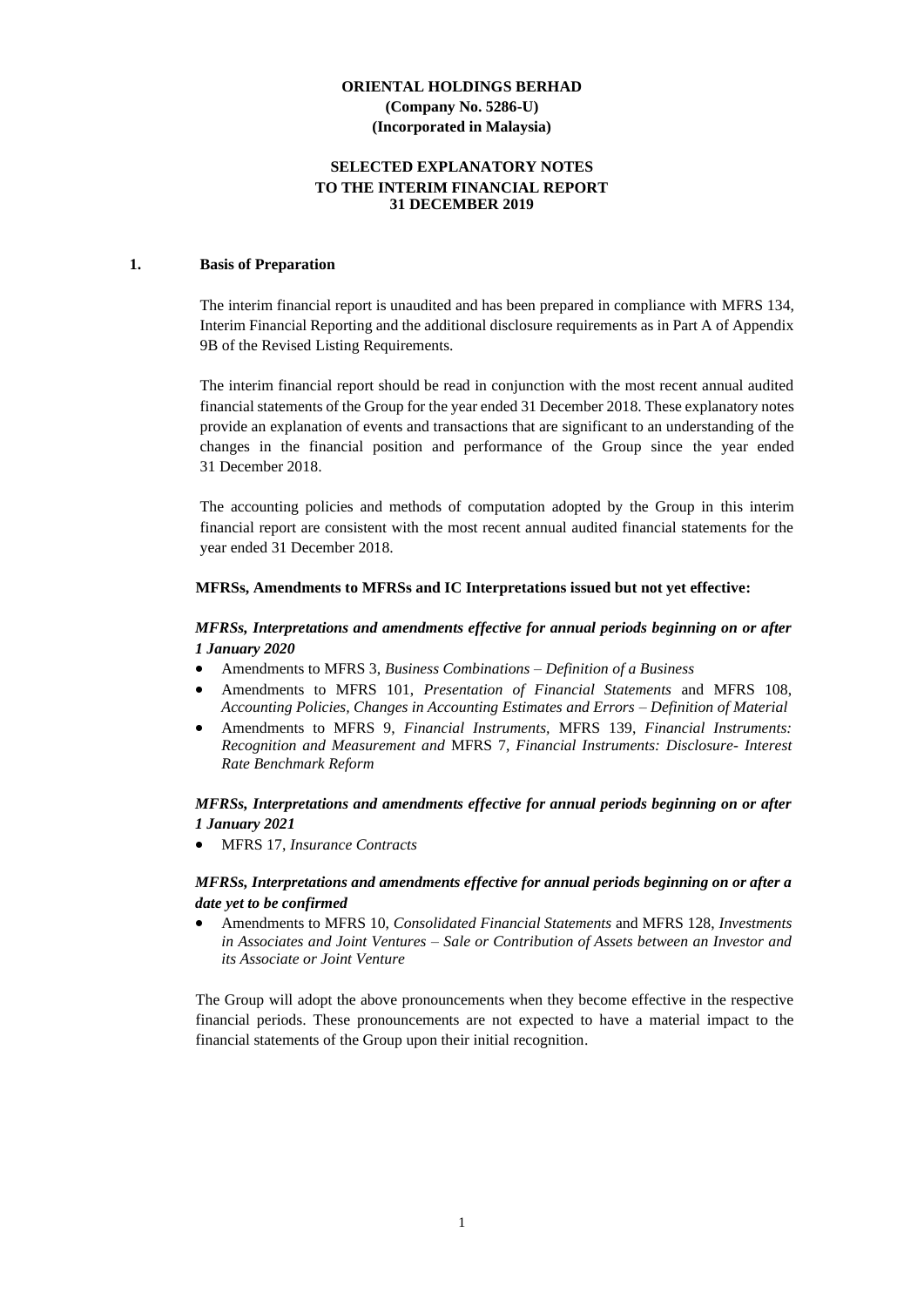**ORIENTAL HOLDINGS BERHAD**
**(Company No. 5286-U)**
**(Incorporated in Malaysia)**

**SELECTED EXPLANATORY NOTES**
**TO THE INTERIM FINANCIAL REPORT**
**31 DECEMBER 2019**

## 1. Basis of Preparation

The interim financial report is unaudited and has been prepared in compliance with MFRS 134, Interim Financial Reporting and the additional disclosure requirements as in Part A of Appendix 9B of the Revised Listing Requirements.

The interim financial report should be read in conjunction with the most recent annual audited financial statements of the Group for the year ended 31 December 2018. These explanatory notes provide an explanation of events and transactions that are significant to an understanding of the changes in the financial position and performance of the Group since the year ended 31 December 2018.

The accounting policies and methods of computation adopted by the Group in this interim financial report are consistent with the most recent annual audited financial statements for the year ended 31 December 2018.

**MFRSs, Amendments to MFRSs and IC Interpretations issued but not yet effective:**

***MFRSs, Interpretations and amendments effective for annual periods beginning on or after 1 January 2020***

- Amendments to MFRS 3, *Business Combinations – Definition of a Business*
- Amendments to MFRS 101, *Presentation of Financial Statements* and MFRS 108, *Accounting Policies, Changes in Accounting Estimates and Errors – Definition of Material*
- Amendments to MFRS 9, *Financial Instruments*, MFRS 139, *Financial Instruments: Recognition and Measurement and* MFRS 7, *Financial Instruments: Disclosure- Interest Rate Benchmark Reform*

***MFRSs, Interpretations and amendments effective for annual periods beginning on or after 1 January 2021***

- MFRS 17, *Insurance Contracts*

***MFRSs, Interpretations and amendments effective for annual periods beginning on or after a date yet to be confirmed***

- Amendments to MFRS 10, *Consolidated Financial Statements* and MFRS 128, *Investments in Associates and Joint Ventures – Sale or Contribution of Assets between an Investor and its Associate or Joint Venture*

The Group will adopt the above pronouncements when they become effective in the respective financial periods. These pronouncements are not expected to have a material impact to the financial statements of the Group upon their initial recognition.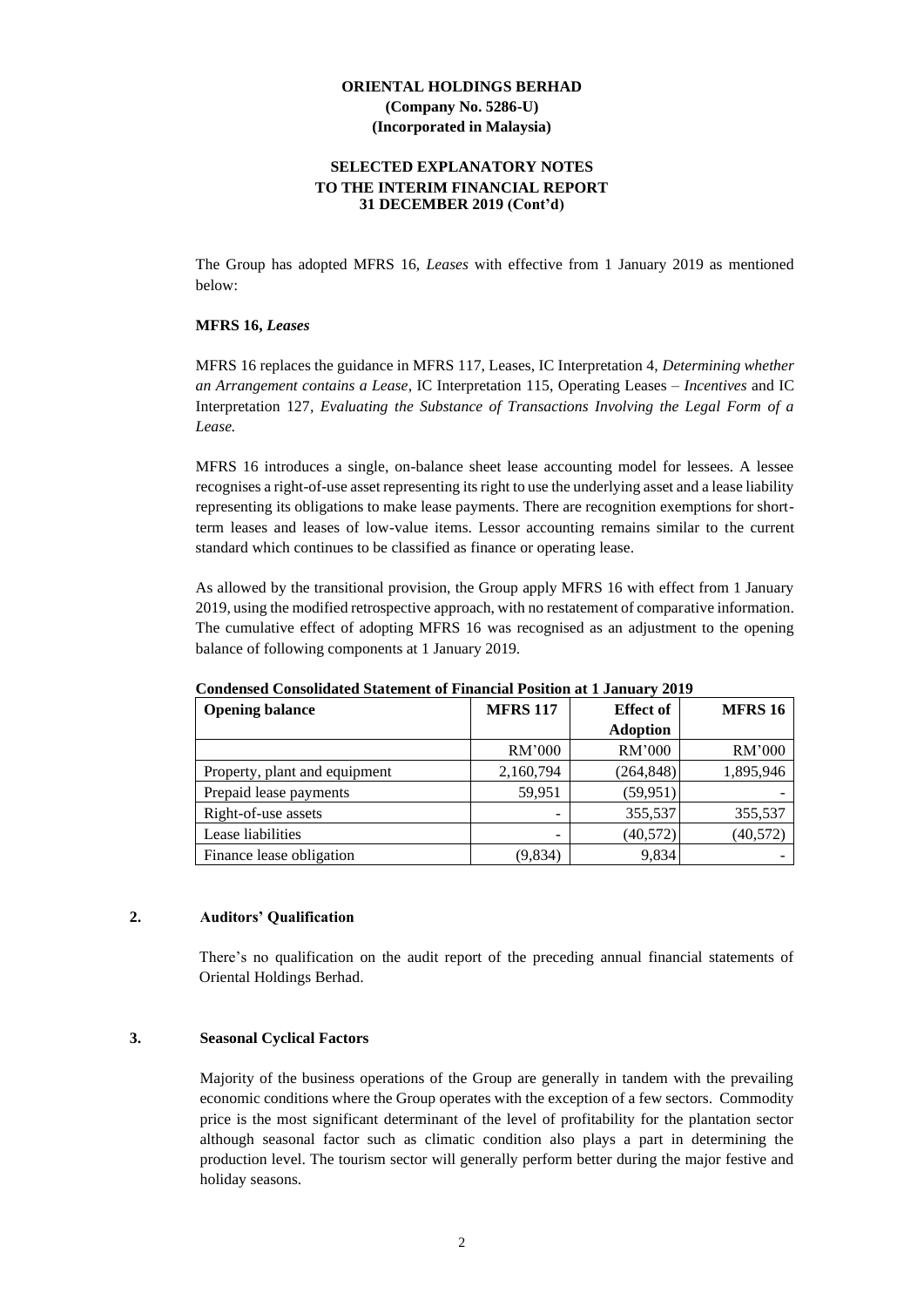**ORIENTAL HOLDINGS BERHAD**
**(Company No. 5286-U)**
**(Incorporated in Malaysia)**

**SELECTED EXPLANATORY NOTES**
**TO THE INTERIM FINANCIAL REPORT**
**31 DECEMBER 2019 (Cont'd)**

The Group has adopted MFRS 16, *Leases* with effective from 1 January 2019 as mentioned below:

**MFRS 16, *Leases***

MFRS 16 replaces the guidance in MFRS 117, Leases, IC Interpretation 4, *Determining whether an Arrangement contains a Lease*, IC Interpretation 115, Operating Leases – *Incentives* and IC Interpretation 127, *Evaluating the Substance of Transactions Involving the Legal Form of a Lease.*

MFRS 16 introduces a single, on-balance sheet lease accounting model for lessees. A lessee recognises a right-of-use asset representing its right to use the underlying asset and a lease liability representing its obligations to make lease payments. There are recognition exemptions for short-term leases and leases of low-value items. Lessor accounting remains similar to the current standard which continues to be classified as finance or operating lease.

As allowed by the transitional provision, the Group apply MFRS 16 with effect from 1 January 2019, using the modified retrospective approach, with no restatement of comparative information. The cumulative effect of adopting MFRS 16 was recognised as an adjustment to the opening balance of following components at 1 January 2019.

**Condensed Consolidated Statement of Financial Position at 1 January 2019**

| Opening balance | MFRS 117 | Effect of Adoption | MFRS 16 |
|---|---|---|---|
| | RM'000 | RM'000 | RM'000 |
| Property, plant and equipment | 2,160,794 | (264,848) | 1,895,946 |
| Prepaid lease payments | 59,951 | (59,951) | - |
| Right-of-use assets | - | 355,537 | 355,537 |
| Lease liabilities | - | (40,572) | (40,572) |
| Finance lease obligation | (9,834) | 9,834 | - |

## 2. Auditors' Qualification

There's no qualification on the audit report of the preceding annual financial statements of Oriental Holdings Berhad.

## 3. Seasonal Cyclical Factors

Majority of the business operations of the Group are generally in tandem with the prevailing economic conditions where the Group operates with the exception of a few sectors. Commodity price is the most significant determinant of the level of profitability for the plantation sector although seasonal factor such as climatic condition also plays a part in determining the production level. The tourism sector will generally perform better during the major festive and holiday seasons.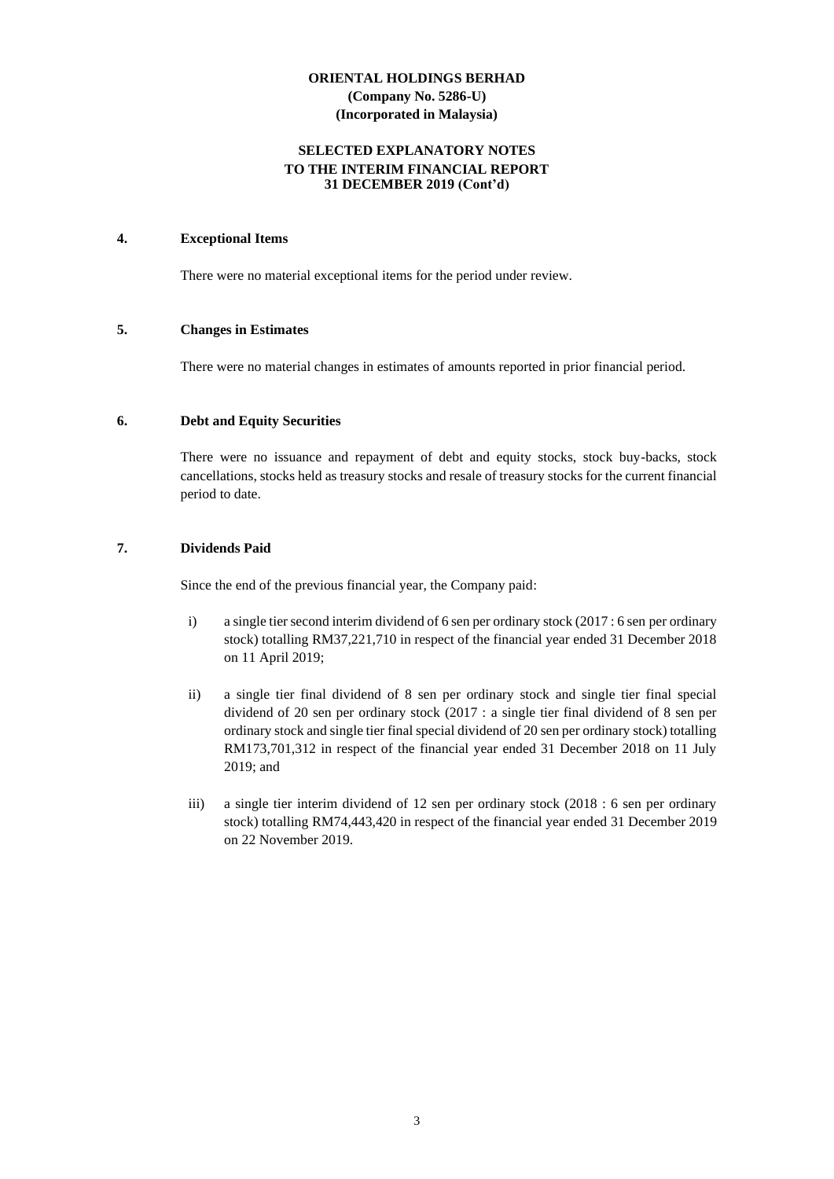**ORIENTAL HOLDINGS BERHAD**
**(Company No. 5286-U)**
**(Incorporated in Malaysia)**

**SELECTED EXPLANATORY NOTES**
**TO THE INTERIM FINANCIAL REPORT**
**31 DECEMBER 2019 (Cont'd)**

## 4. Exceptional Items

There were no material exceptional items for the period under review.

## 5. Changes in Estimates

There were no material changes in estimates of amounts reported in prior financial period.

## 6. Debt and Equity Securities

There were no issuance and repayment of debt and equity stocks, stock buy-backs, stock cancellations, stocks held as treasury stocks and resale of treasury stocks for the current financial period to date.

## 7. Dividends Paid

Since the end of the previous financial year, the Company paid:

i) a single tier second interim dividend of 6 sen per ordinary stock (2017 : 6 sen per ordinary stock) totalling RM37,221,710 in respect of the financial year ended 31 December 2018 on 11 April 2019;

ii) a single tier final dividend of 8 sen per ordinary stock and single tier final special dividend of 20 sen per ordinary stock (2017 : a single tier final dividend of 8 sen per ordinary stock and single tier final special dividend of 20 sen per ordinary stock) totalling RM173,701,312 in respect of the financial year ended 31 December 2018 on 11 July 2019; and

iii) a single tier interim dividend of 12 sen per ordinary stock (2018 : 6 sen per ordinary stock) totalling RM74,443,420 in respect of the financial year ended 31 December 2019 on 22 November 2019.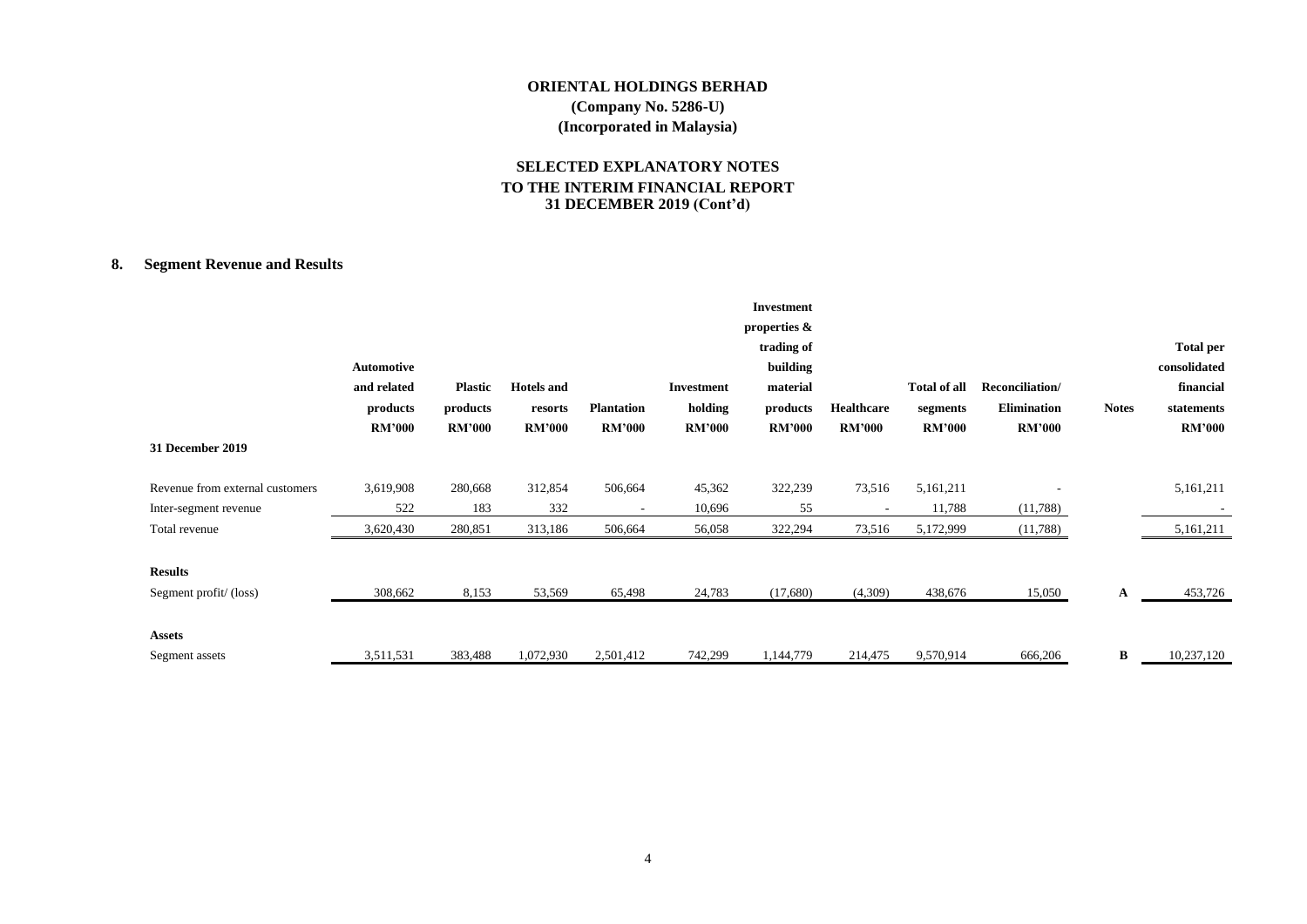**ORIENTAL HOLDINGS BERHAD**
**(Company No. 5286-U)**
**(Incorporated in Malaysia)**

**SELECTED EXPLANATORY NOTES**
**TO THE INTERIM FINANCIAL REPORT**
**31 DECEMBER 2019 (Cont'd)**

## 8. Segment Revenue and Results

| | Automotive and related products RM'000 | Plastic products RM'000 | Hotels and resorts RM'000 | Plantation RM'000 | Investment holding RM'000 | Investment properties & trading of building material products RM'000 | Healthcare RM'000 | Total of all segments RM'000 | Reconciliation/ Elimination RM'000 | Notes | Total per consolidated financial statements RM'000 |
|---|---|---|---|---|---|---|---|---|---|---|---|
| **31 December 2019** | | | | | | | | | | | |
| Revenue from external customers | 3,619,908 | 280,668 | 312,854 | 506,664 | 45,362 | 322,239 | 73,516 | 5,161,211 | - | | 5,161,211 |
| Inter-segment revenue | 522 | 183 | 332 | - | 10,696 | 55 | - | 11,788 | (11,788) | | - |
| Total revenue | 3,620,430 | 280,851 | 313,186 | 506,664 | 56,058 | 322,294 | 73,516 | 5,172,999 | (11,788) | | 5,161,211 |
| **Results** | | | | | | | | | | | |
| Segment profit/ (loss) | 308,662 | 8,153 | 53,569 | 65,498 | 24,783 | (17,680) | (4,309) | 438,676 | 15,050 | A | 453,726 |
| **Assets** | | | | | | | | | | | |
| Segment assets | 3,511,531 | 383,488 | 1,072,930 | 2,501,412 | 742,299 | 1,144,779 | 214,475 | 9,570,914 | 666,206 | B | 10,237,120 |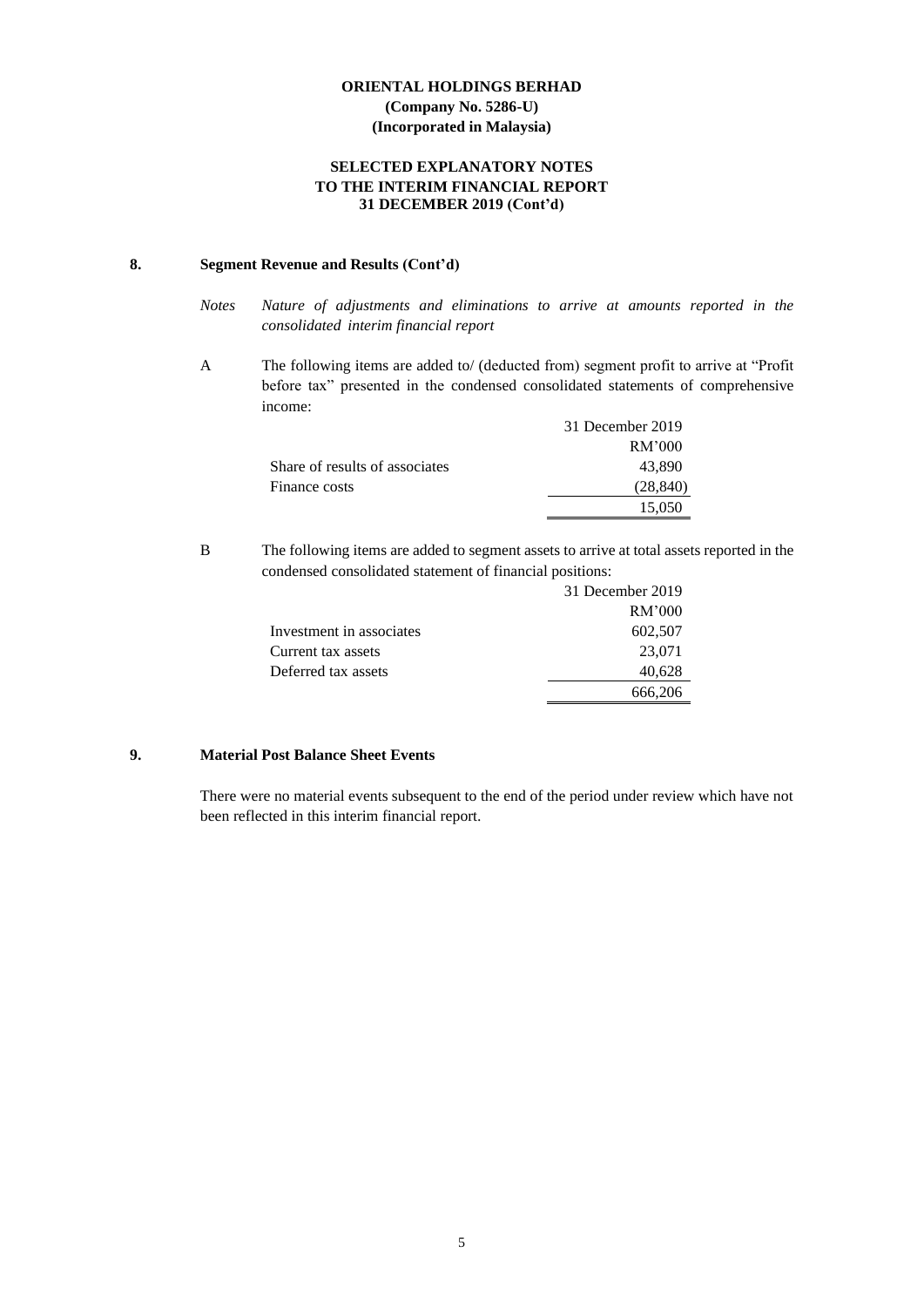**ORIENTAL HOLDINGS BERHAD**
**(Company No. 5286-U)**
**(Incorporated in Malaysia)**

**SELECTED EXPLANATORY NOTES**
**TO THE INTERIM FINANCIAL REPORT**
**31 DECEMBER 2019 (Cont'd)**

## 8. Segment Revenue and Results (Cont'd)

*Notes* *Nature of adjustments and eliminations to arrive at amounts reported in the consolidated interim financial report*

A The following items are added to/ (deducted from) segment profit to arrive at "Profit before tax" presented in the condensed consolidated statements of comprehensive income:

| | 31 December 2019 |
|---|---|
| | RM'000 |
| Share of results of associates | 43,890 |
| Finance costs | (28,840) |
| | 15,050 |

B The following items are added to segment assets to arrive at total assets reported in the condensed consolidated statement of financial positions:

| | 31 December 2019 |
|---|---|
| | RM'000 |
| Investment in associates | 602,507 |
| Current tax assets | 23,071 |
| Deferred tax assets | 40,628 |
| | 666,206 |

## 9. Material Post Balance Sheet Events

There were no material events subsequent to the end of the period under review which have not been reflected in this interim financial report.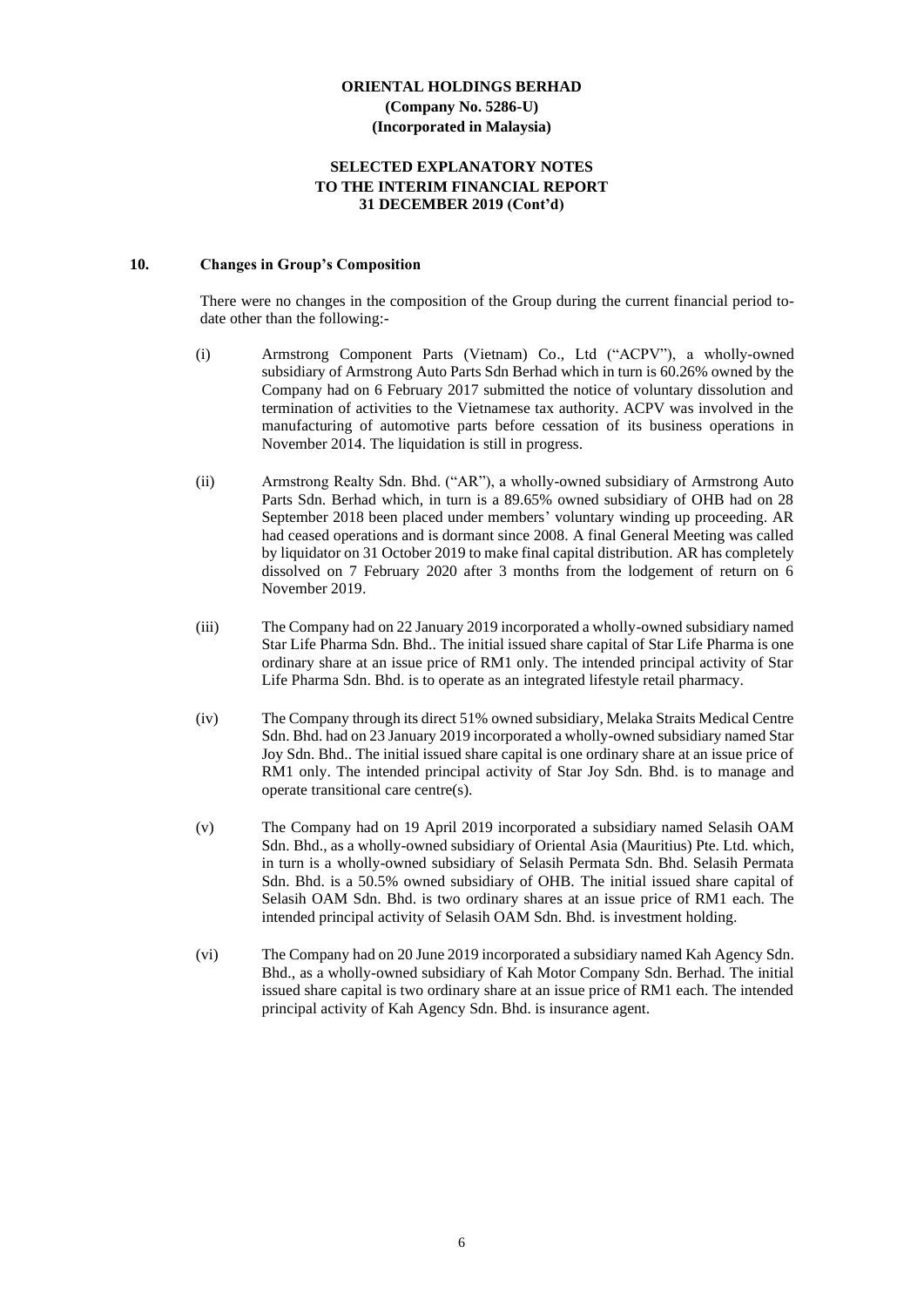**ORIENTAL HOLDINGS BERHAD**
**(Company No. 5286-U)**
**(Incorporated in Malaysia)**

**SELECTED EXPLANATORY NOTES**
**TO THE INTERIM FINANCIAL REPORT**
**31 DECEMBER 2019 (Cont'd)**

## 10. Changes in Group's Composition

There were no changes in the composition of the Group during the current financial period to-date other than the following:-

(i) Armstrong Component Parts (Vietnam) Co., Ltd ("ACPV"), a wholly-owned subsidiary of Armstrong Auto Parts Sdn Berhad which in turn is 60.26% owned by the Company had on 6 February 2017 submitted the notice of voluntary dissolution and termination of activities to the Vietnamese tax authority. ACPV was involved in the manufacturing of automotive parts before cessation of its business operations in November 2014. The liquidation is still in progress.

(ii) Armstrong Realty Sdn. Bhd. ("AR"), a wholly-owned subsidiary of Armstrong Auto Parts Sdn. Berhad which, in turn is a 89.65% owned subsidiary of OHB had on 28 September 2018 been placed under members' voluntary winding up proceeding. AR had ceased operations and is dormant since 2008. A final General Meeting was called by liquidator on 31 October 2019 to make final capital distribution. AR has completely dissolved on 7 February 2020 after 3 months from the lodgement of return on 6 November 2019.

(iii) The Company had on 22 January 2019 incorporated a wholly-owned subsidiary named Star Life Pharma Sdn. Bhd.. The initial issued share capital of Star Life Pharma is one ordinary share at an issue price of RM1 only. The intended principal activity of Star Life Pharma Sdn. Bhd. is to operate as an integrated lifestyle retail pharmacy.

(iv) The Company through its direct 51% owned subsidiary, Melaka Straits Medical Centre Sdn. Bhd. had on 23 January 2019 incorporated a wholly-owned subsidiary named Star Joy Sdn. Bhd.. The initial issued share capital is one ordinary share at an issue price of RM1 only. The intended principal activity of Star Joy Sdn. Bhd. is to manage and operate transitional care centre(s).

(v) The Company had on 19 April 2019 incorporated a subsidiary named Selasih OAM Sdn. Bhd., as a wholly-owned subsidiary of Oriental Asia (Mauritius) Pte. Ltd. which, in turn is a wholly-owned subsidiary of Selasih Permata Sdn. Bhd. Selasih Permata Sdn. Bhd. is a 50.5% owned subsidiary of OHB. The initial issued share capital of Selasih OAM Sdn. Bhd. is two ordinary shares at an issue price of RM1 each. The intended principal activity of Selasih OAM Sdn. Bhd. is investment holding.

(vi) The Company had on 20 June 2019 incorporated a subsidiary named Kah Agency Sdn. Bhd., as a wholly-owned subsidiary of Kah Motor Company Sdn. Berhad. The initial issued share capital is two ordinary share at an issue price of RM1 each. The intended principal activity of Kah Agency Sdn. Bhd. is insurance agent.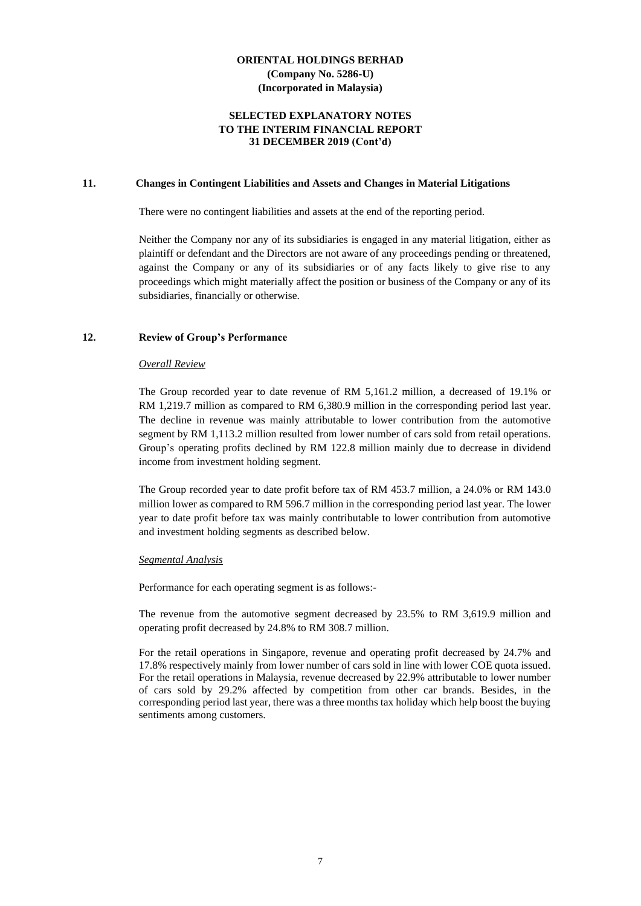## 11. Changes in Contingent Liabilities and Assets and Changes in Material Litigations

There were no contingent liabilities and assets at the end of the reporting period.

Neither the Company nor any of its subsidiaries is engaged in any material litigation, either as plaintiff or defendant and the Directors are not aware of any proceedings pending or threatened, against the Company or any of its subsidiaries or of any facts likely to give rise to any proceedings which might materially affect the position or business of the Company or any of its subsidiaries, financially or otherwise.

## 12. Review of Group's Performance

*Overall Review*

The Group recorded year to date revenue of RM 5,161.2 million, a decreased of 19.1% or RM 1,219.7 million as compared to RM 6,380.9 million in the corresponding period last year. The decline in revenue was mainly attributable to lower contribution from the automotive segment by RM 1,113.2 million resulted from lower number of cars sold from retail operations. Group's operating profits declined by RM 122.8 million mainly due to decrease in dividend income from investment holding segment.

The Group recorded year to date profit before tax of RM 453.7 million, a 24.0% or RM 143.0 million lower as compared to RM 596.7 million in the corresponding period last year. The lower year to date profit before tax was mainly contributable to lower contribution from automotive and investment holding segments as described below.

*Segmental Analysis*

Performance for each operating segment is as follows:-

The revenue from the automotive segment decreased by 23.5% to RM 3,619.9 million and operating profit decreased by 24.8% to RM 308.7 million.

For the retail operations in Singapore, revenue and operating profit decreased by 24.7% and 17.8% respectively mainly from lower number of cars sold in line with lower COE quota issued. For the retail operations in Malaysia, revenue decreased by 22.9% attributable to lower number of cars sold by 29.2% affected by competition from other car brands. Besides, in the corresponding period last year, there was a three months tax holiday which help boost the buying sentiments among customers.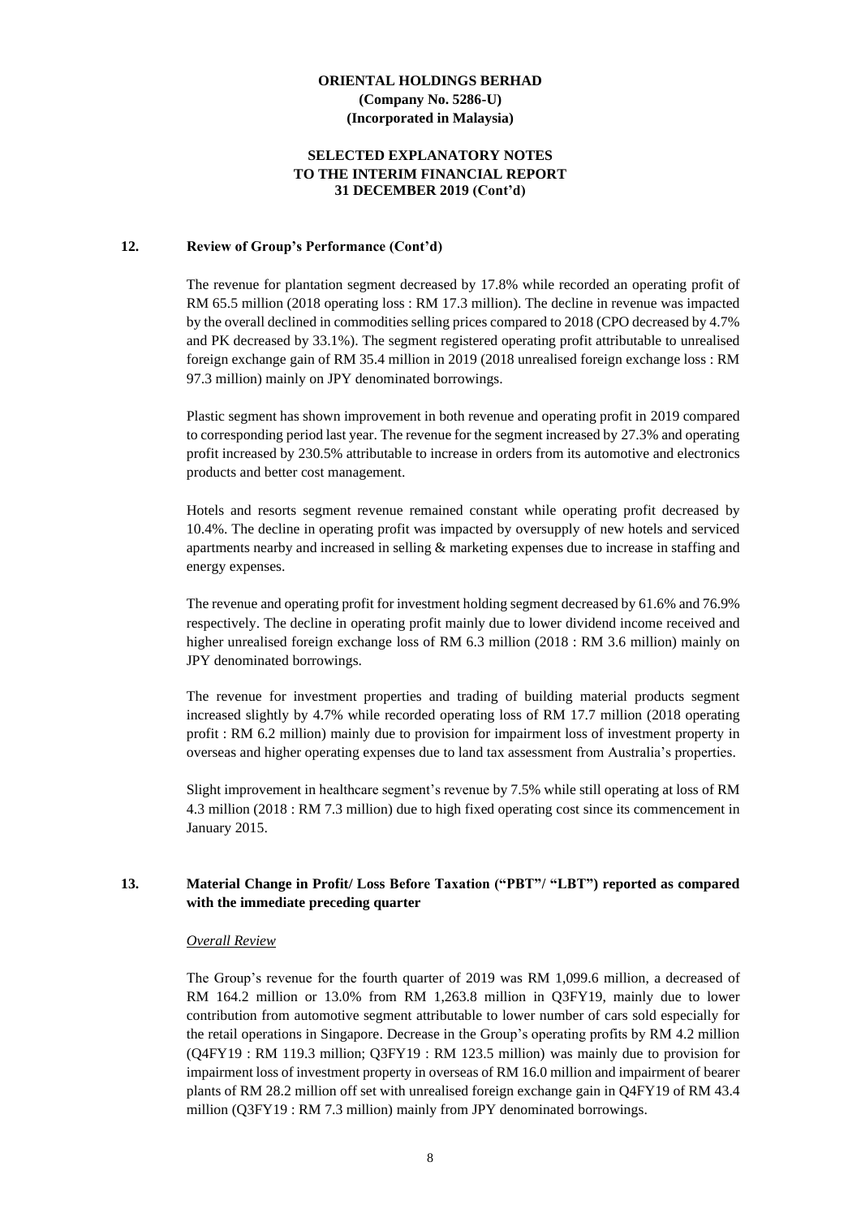## 12. Review of Group's Performance (Cont'd)

The revenue for plantation segment decreased by 17.8% while recorded an operating profit of RM 65.5 million (2018 operating loss : RM 17.3 million). The decline in revenue was impacted by the overall declined in commodities selling prices compared to 2018 (CPO decreased by 4.7% and PK decreased by 33.1%). The segment registered operating profit attributable to unrealised foreign exchange gain of RM 35.4 million in 2019 (2018 unrealised foreign exchange loss : RM 97.3 million) mainly on JPY denominated borrowings.

Plastic segment has shown improvement in both revenue and operating profit in 2019 compared to corresponding period last year. The revenue for the segment increased by 27.3% and operating profit increased by 230.5% attributable to increase in orders from its automotive and electronics products and better cost management.

Hotels and resorts segment revenue remained constant while operating profit decreased by 10.4%. The decline in operating profit was impacted by oversupply of new hotels and serviced apartments nearby and increased in selling & marketing expenses due to increase in staffing and energy expenses.

The revenue and operating profit for investment holding segment decreased by 61.6% and 76.9% respectively. The decline in operating profit mainly due to lower dividend income received and higher unrealised foreign exchange loss of RM 6.3 million (2018 : RM 3.6 million) mainly on JPY denominated borrowings.

The revenue for investment properties and trading of building material products segment increased slightly by 4.7% while recorded operating loss of RM 17.7 million (2018 operating profit : RM 6.2 million) mainly due to provision for impairment loss of investment property in overseas and higher operating expenses due to land tax assessment from Australia's properties.

Slight improvement in healthcare segment's revenue by 7.5% while still operating at loss of RM 4.3 million (2018 : RM 7.3 million) due to high fixed operating cost since its commencement in January 2015.

## 13. Material Change in Profit/ Loss Before Taxation ("PBT"/ "LBT") reported as compared with the immediate preceding quarter

*Overall Review*

The Group's revenue for the fourth quarter of 2019 was RM 1,099.6 million, a decreased of RM 164.2 million or 13.0% from RM 1,263.8 million in Q3FY19, mainly due to lower contribution from automotive segment attributable to lower number of cars sold especially for the retail operations in Singapore. Decrease in the Group's operating profits by RM 4.2 million (Q4FY19 : RM 119.3 million; Q3FY19 : RM 123.5 million) was mainly due to provision for impairment loss of investment property in overseas of RM 16.0 million and impairment of bearer plants of RM 28.2 million off set with unrealised foreign exchange gain in Q4FY19 of RM 43.4 million (Q3FY19 : RM 7.3 million) mainly from JPY denominated borrowings.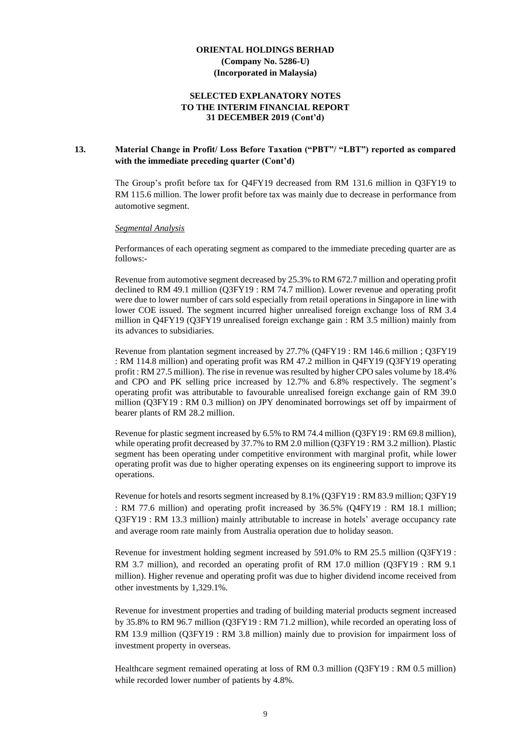**ORIENTAL HOLDINGS BERHAD**
**(Company No. 5286-U)**
**(Incorporated in Malaysia)**

**SELECTED EXPLANATORY NOTES TO THE INTERIM FINANCIAL REPORT 31 DECEMBER 2019 (Cont'd)**

## 13. Material Change in Profit/ Loss Before Taxation ("PBT"/ "LBT") reported as compared with the immediate preceding quarter (Cont'd)

The Group's profit before tax for Q4FY19 decreased from RM 131.6 million in Q3FY19 to RM 115.6 million. The lower profit before tax was mainly due to decrease in performance from automotive segment.

*Segmental Analysis*

Performances of each operating segment as compared to the immediate preceding quarter are as follows:-

Revenue from automotive segment decreased by 25.3% to RM 672.7 million and operating profit declined to RM 49.1 million (Q3FY19 : RM 74.7 million). Lower revenue and operating profit were due to lower number of cars sold especially from retail operations in Singapore in line with lower COE issued. The segment incurred higher unrealised foreign exchange loss of RM 3.4 million in Q4FY19 (Q3FY19 unrealised foreign exchange gain : RM 3.5 million) mainly from its advances to subsidiaries.

Revenue from plantation segment increased by 27.7% (Q4FY19 : RM 146.6 million ; Q3FY19 : RM 114.8 million) and operating profit was RM 47.2 million in Q4FY19 (Q3FY19 operating profit : RM 27.5 million). The rise in revenue was resulted by higher CPO sales volume by 18.4% and CPO and PK selling price increased by 12.7% and 6.8% respectively. The segment's operating profit was attributable to favourable unrealised foreign exchange gain of RM 39.0 million (Q3FY19 : RM 0.3 million) on JPY denominated borrowings set off by impairment of bearer plants of RM 28.2 million.

Revenue for plastic segment increased by 6.5% to RM 74.4 million (Q3FY19 : RM 69.8 million), while operating profit decreased by 37.7% to RM 2.0 million (Q3FY19 : RM 3.2 million). Plastic segment has been operating under competitive environment with marginal profit, while lower operating profit was due to higher operating expenses on its engineering support to improve its operations.

Revenue for hotels and resorts segment increased by 8.1% (Q3FY19 : RM 83.9 million; Q3FY19 : RM 77.6 million) and operating profit increased by 36.5% (Q4FY19 : RM 18.1 million; Q3FY19 : RM 13.3 million) mainly attributable to increase in hotels' average occupancy rate and average room rate mainly from Australia operation due to holiday season.

Revenue for investment holding segment increased by 591.0% to RM 25.5 million (Q3FY19 : RM 3.7 million), and recorded an operating profit of RM 17.0 million (Q3FY19 : RM 9.1 million). Higher revenue and operating profit was due to higher dividend income received from other investments by 1,329.1%.

Revenue for investment properties and trading of building material products segment increased by 35.8% to RM 96.7 million (Q3FY19 : RM 71.2 million), while recorded an operating loss of RM 13.9 million (Q3FY19 : RM 3.8 million) mainly due to provision for impairment loss of investment property in overseas.

Healthcare segment remained operating at loss of RM 0.3 million (Q3FY19 : RM 0.5 million) while recorded lower number of patients by 4.8%.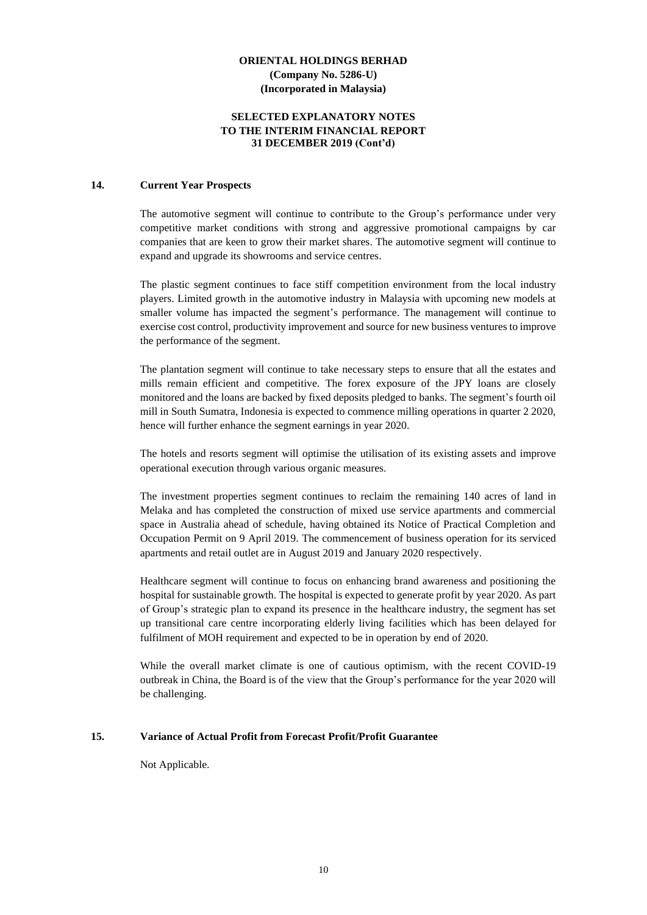**ORIENTAL HOLDINGS BERHAD**
**(Company No. 5286-U)**
**(Incorporated in Malaysia)**

**SELECTED EXPLANATORY NOTES**
**TO THE INTERIM FINANCIAL REPORT**
**31 DECEMBER 2019 (Cont'd)**

## 14. Current Year Prospects

The automotive segment will continue to contribute to the Group's performance under very competitive market conditions with strong and aggressive promotional campaigns by car companies that are keen to grow their market shares. The automotive segment will continue to expand and upgrade its showrooms and service centres.

The plastic segment continues to face stiff competition environment from the local industry players. Limited growth in the automotive industry in Malaysia with upcoming new models at smaller volume has impacted the segment's performance. The management will continue to exercise cost control, productivity improvement and source for new business ventures to improve the performance of the segment.

The plantation segment will continue to take necessary steps to ensure that all the estates and mills remain efficient and competitive. The forex exposure of the JPY loans are closely monitored and the loans are backed by fixed deposits pledged to banks. The segment's fourth oil mill in South Sumatra, Indonesia is expected to commence milling operations in quarter 2 2020, hence will further enhance the segment earnings in year 2020.

The hotels and resorts segment will optimise the utilisation of its existing assets and improve operational execution through various organic measures.

The investment properties segment continues to reclaim the remaining 140 acres of land in Melaka and has completed the construction of mixed use service apartments and commercial space in Australia ahead of schedule, having obtained its Notice of Practical Completion and Occupation Permit on 9 April 2019. The commencement of business operation for its serviced apartments and retail outlet are in August 2019 and January 2020 respectively.

Healthcare segment will continue to focus on enhancing brand awareness and positioning the hospital for sustainable growth. The hospital is expected to generate profit by year 2020. As part of Group's strategic plan to expand its presence in the healthcare industry, the segment has set up transitional care centre incorporating elderly living facilities which has been delayed for fulfilment of MOH requirement and expected to be in operation by end of 2020.

While the overall market climate is one of cautious optimism, with the recent COVID-19 outbreak in China, the Board is of the view that the Group's performance for the year 2020 will be challenging.

## 15. Variance of Actual Profit from Forecast Profit/Profit Guarantee

Not Applicable.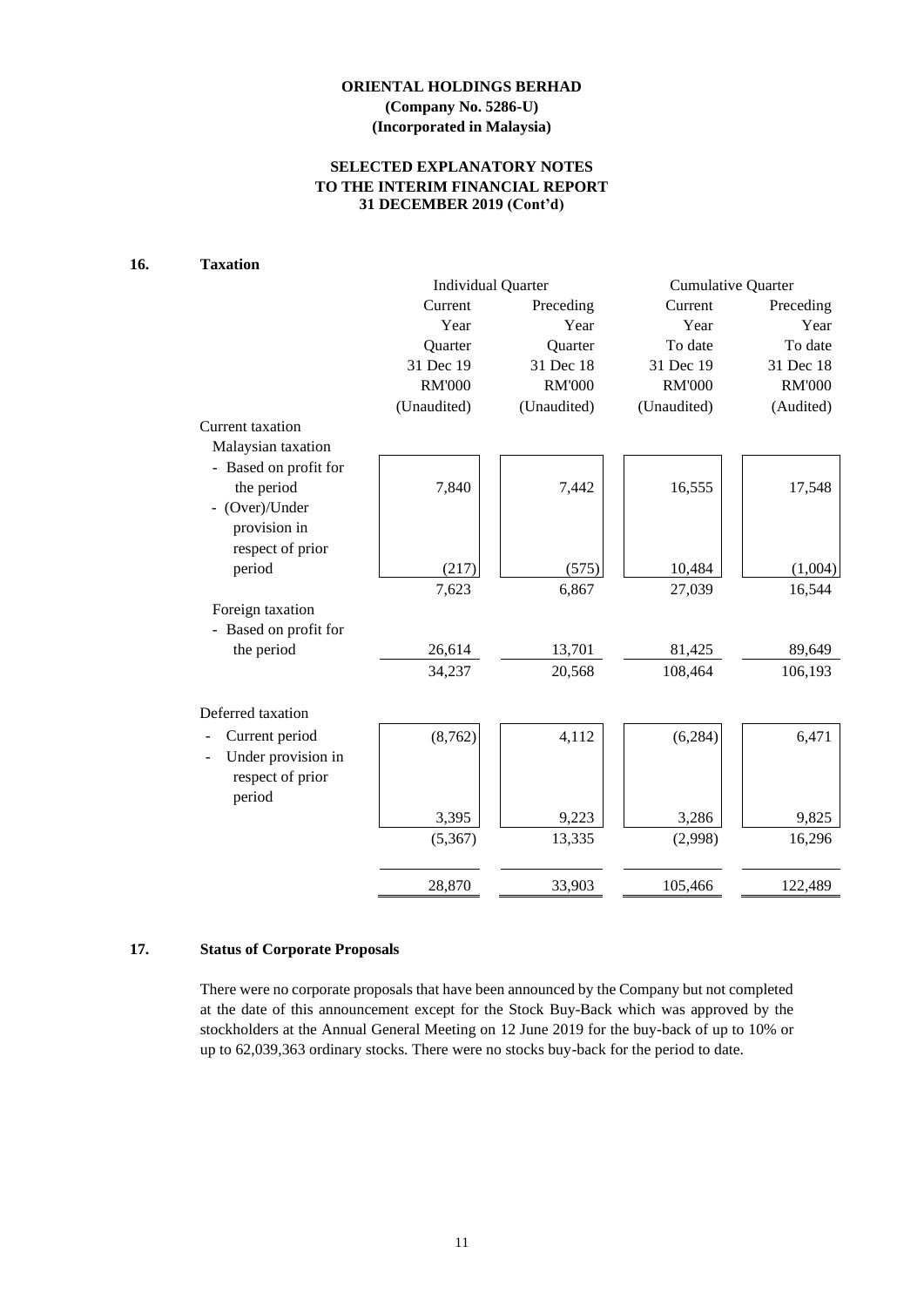**ORIENTAL HOLDINGS BERHAD**
**(Company No. 5286-U)**
**(Incorporated in Malaysia)**

**SELECTED EXPLANATORY NOTES**
**TO THE INTERIM FINANCIAL REPORT**
**31 DECEMBER 2019 (Cont'd)**

## 16. Taxation

| | Individual Quarter | | Cumulative Quarter | |
|---|---|---|---|---|
| | Current Year Quarter 31 Dec 19 RM'000 (Unaudited) | Preceding Year Quarter 31 Dec 18 RM'000 (Unaudited) | Current Year To date 31 Dec 19 RM'000 (Unaudited) | Preceding Year To date 31 Dec 18 RM'000 (Audited) |
| Current taxation | | | | |
| Malaysian taxation | | | | |
| - Based on profit for the period | 7,840 | 7,442 | 16,555 | 17,548 |
| - (Over)/Under provision in respect of prior period | (217) | (575) | 10,484 | (1,004) |
| | 7,623 | 6,867 | 27,039 | 16,544 |
| Foreign taxation | | | | |
| - Based on profit for the period | 26,614 | 13,701 | 81,425 | 89,649 |
| | 34,237 | 20,568 | 108,464 | 106,193 |
| Deferred taxation | | | | |
| - Current period | (8,762) | 4,112 | (6,284) | 6,471 |
| - Under provision in respect of prior period | 3,395 | 9,223 | 3,286 | 9,825 |
| | (5,367) | 13,335 | (2,998) | 16,296 |
| | 28,870 | 33,903 | 105,466 | 122,489 |

## 17. Status of Corporate Proposals

There were no corporate proposals that have been announced by the Company but not completed at the date of this announcement except for the Stock Buy-Back which was approved by the stockholders at the Annual General Meeting on 12 June 2019 for the buy-back of up to 10% or up to 62,039,363 ordinary stocks. There were no stocks buy-back for the period to date.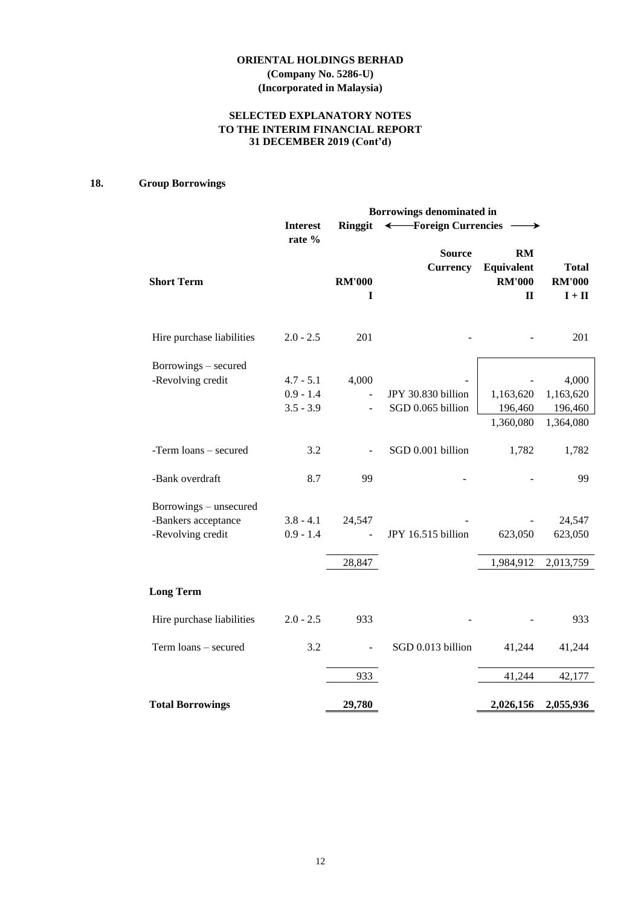**ORIENTAL HOLDINGS BERHAD**
**(Company No. 5286-U)**
**(Incorporated in Malaysia)**

**SELECTED EXPLANATORY NOTES**
**TO THE INTERIM FINANCIAL REPORT**
**31 DECEMBER 2019 (Cont'd)**

## 18. Group Borrowings

| | Interest rate % | Borrowings denominated in Ringgit | ← Foreign Currencies | → | |
|---|---|---|---|---|---|
| **Short Term** | | **RM'000** **I** | **Source Currency** | **RM Equivalent RM'000** **II** | **Total RM'000** **I + II** |
| Hire purchase liabilities | 2.0 - 2.5 | 201 | - | - | 201 |
| Borrowings – secured | | | | | |
| -Revolving credit | 4.7 - 5.1 | 4,000 | - | - | 4,000 |
| | 0.9 - 1.4 | - | JPY 30.830 billion | 1,163,620 | 1,163,620 |
| | 3.5 - 3.9 | - | SGD 0.065 billion | 196,460 | 196,460 |
| | | | | 1,360,080 | 1,364,080 |
| -Term loans – secured | 3.2 | - | SGD 0.001 billion | 1,782 | 1,782 |
| -Bank overdraft | 8.7 | 99 | - | - | 99 |
| Borrowings – unsecured | | | | | |
| -Bankers acceptance | 3.8 - 4.1 | 24,547 | - | - | 24,547 |
| -Revolving credit | 0.9 - 1.4 | - | JPY 16.515 billion | 623,050 | 623,050 |
| | | 28,847 | | 1,984,912 | 2,013,759 |
| **Long Term** | | | | | |
| Hire purchase liabilities | 2.0 - 2.5 | 933 | - | - | 933 |
| Term loans – secured | 3.2 | - | SGD 0.013 billion | 41,244 | 41,244 |
| | | 933 | | 41,244 | 42,177 |
| **Total Borrowings** | | **29,780** | | **2,026,156** | **2,055,936** |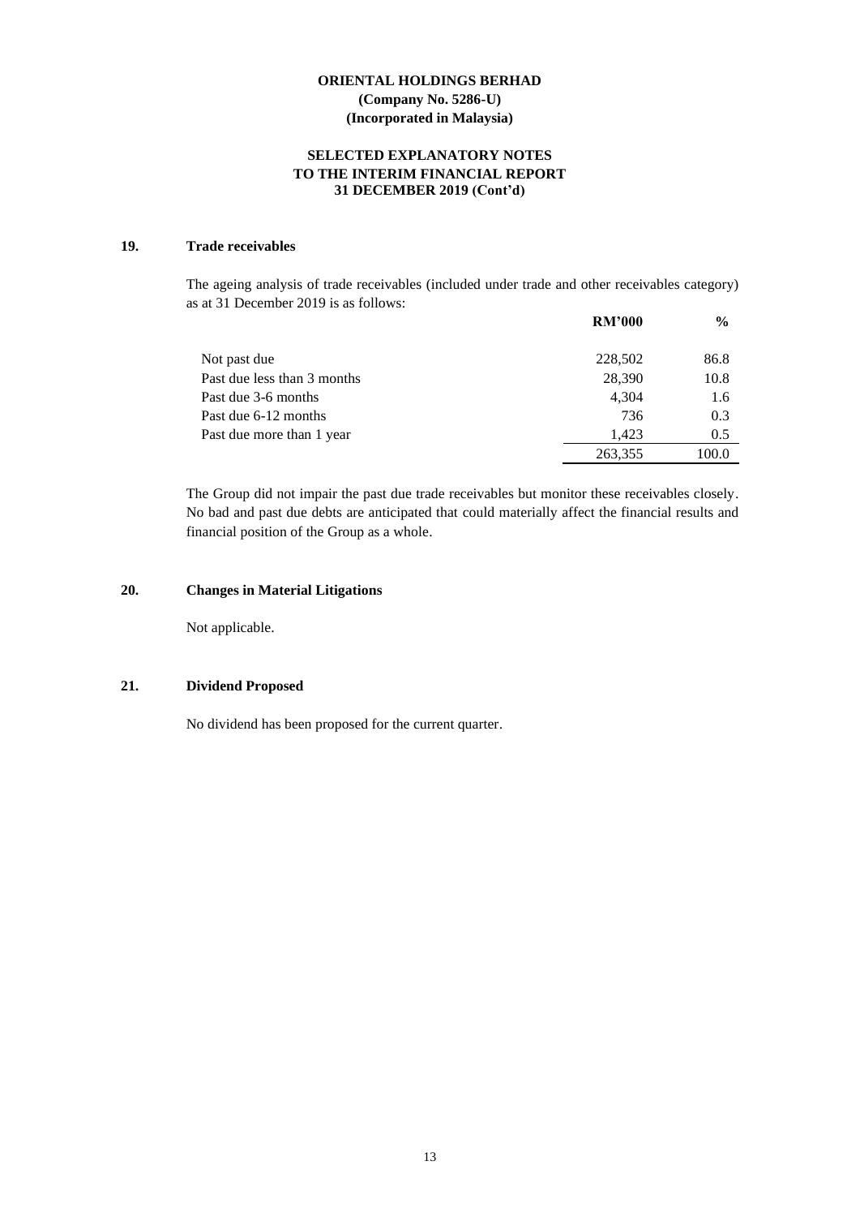## 19. Trade receivables

The ageing analysis of trade receivables (included under trade and other receivables category) as at 31 December 2019 is as follows:

| | RM'000 | % |
|---|---|---|
| Not past due | 228,502 | 86.8 |
| Past due less than 3 months | 28,390 | 10.8 |
| Past due 3-6 months | 4,304 | 1.6 |
| Past due 6-12 months | 736 | 0.3 |
| Past due more than 1 year | 1,423 | 0.5 |
| | 263,355 | 100.0 |

The Group did not impair the past due trade receivables but monitor these receivables closely. No bad and past due debts are anticipated that could materially affect the financial results and financial position of the Group as a whole.

## 20. Changes in Material Litigations

Not applicable.

## 21. Dividend Proposed

No dividend has been proposed for the current quarter.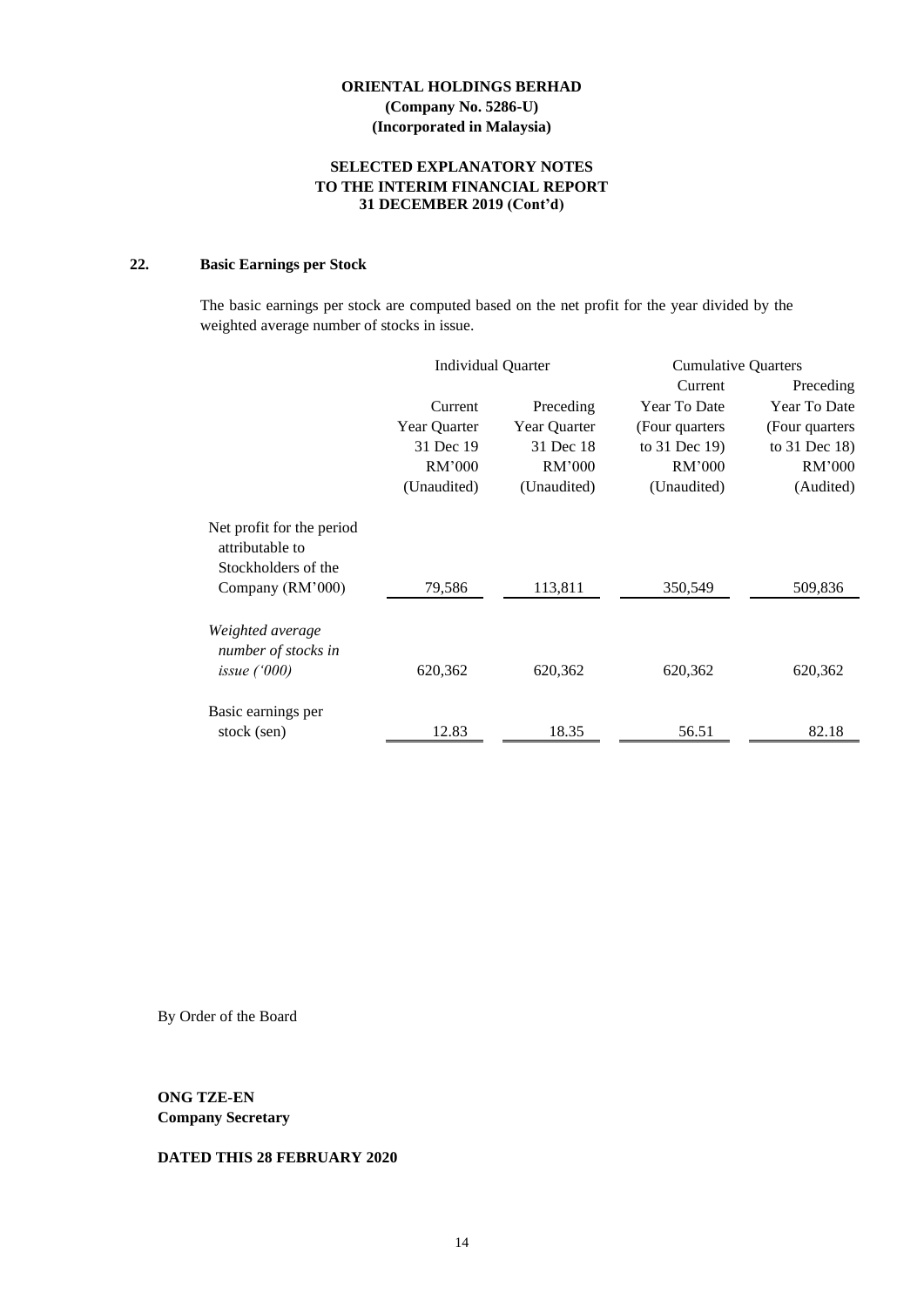**ORIENTAL HOLDINGS BERHAD**
**(Company No. 5286-U)**
**(Incorporated in Malaysia)**

**SELECTED EXPLANATORY NOTES**
**TO THE INTERIM FINANCIAL REPORT**
**31 DECEMBER 2019 (Cont'd)**

## 22. Basic Earnings per Stock

The basic earnings per stock are computed based on the net profit for the year divided by the weighted average number of stocks in issue.

| | Individual Quarter | | Cumulative Quarters | |
|---|---|---|---|---|
| | Current Year Quarter 31 Dec 19 RM'000 (Unaudited) | Preceding Year Quarter 31 Dec 18 RM'000 (Unaudited) | Current Year To Date (Four quarters to 31 Dec 19) RM'000 (Unaudited) | Preceding Year To Date (Four quarters to 31 Dec 18) RM'000 (Audited) |
| Net profit for the period attributable to Stockholders of the Company (RM'000) | 79,586 | 113,811 | 350,549 | 509,836 |
| *Weighted average number of stocks in issue ('000)* | 620,362 | 620,362 | 620,362 | 620,362 |
| Basic earnings per stock (sen) | 12.83 | 18.35 | 56.51 | 82.18 |

By Order of the Board

**ONG TZE-EN**
**Company Secretary**

**DATED THIS 28 FEBRUARY 2020**